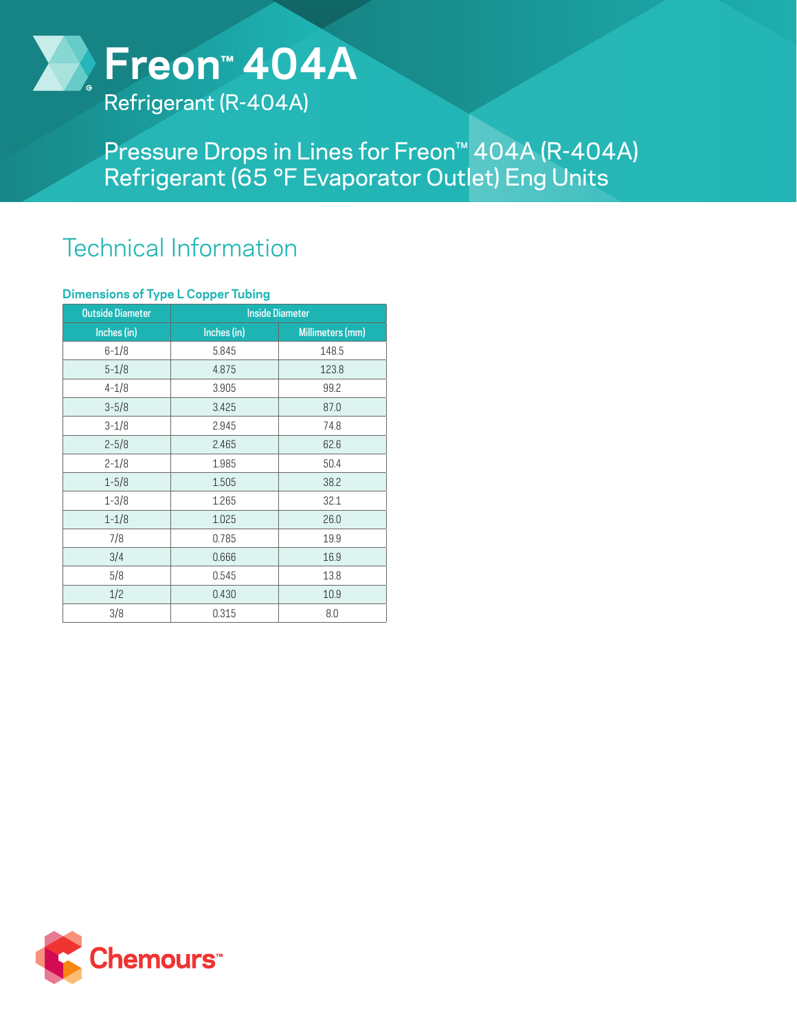# Freon™ 404A

Refrigerant (R-404A)

## Pressure Drops in Lines for Freon™ 404A (R-404A) Refrigerant (65 °F Evaporator Outlet) Eng Units

## Technical Information

### Dimensions of Type L Copper Tubing

| Outside Diameter | Inside Diameter | |
|---|---|---|
| Inches (in) | Inches (in) | Millimeters (mm) |
| 6-1/8 | 5.845 | 148.5 |
| 5-1/8 | 4.875 | 123.8 |
| 4-1/8 | 3.905 | 99.2 |
| 3-5/8 | 3.425 | 87.0 |
| 3-1/8 | 2.945 | 74.8 |
| 2-5/8 | 2.465 | 62.6 |
| 2-1/8 | 1.985 | 50.4 |
| 1-5/8 | 1.505 | 38.2 |
| 1-3/8 | 1.265 | 32.1 |
| 1-1/8 | 1.025 | 26.0 |
| 7/8 | 0.785 | 19.9 |
| 3/4 | 0.666 | 16.9 |
| 5/8 | 0.545 | 13.8 |
| 1/2 | 0.430 | 10.9 |
| 3/8 | 0.315 | 8.0 |

Chemours™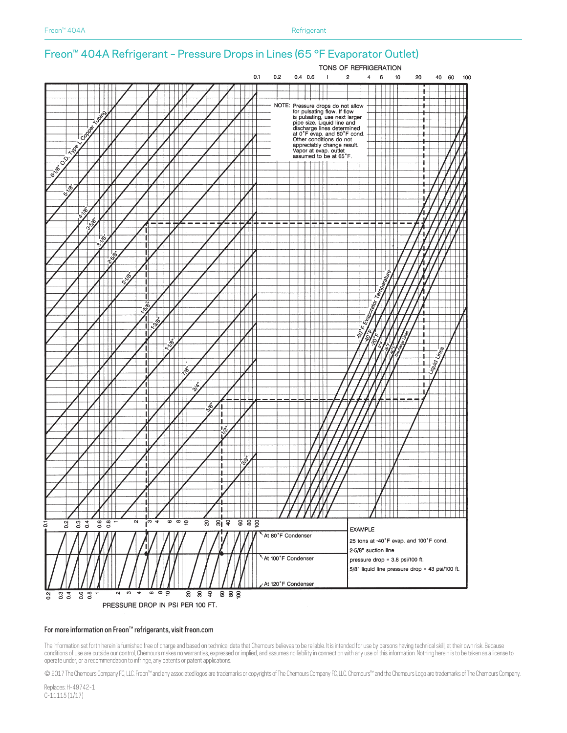# Freon™ 404A Refrigerant – Pressure Drops in Lines (65 °F Evaporator Outlet)

TONS OF REFRIGERATION

0.1 0.2 0.4 0.6 1 2 4 6 10 20 40 60 100

NOTE: Pressure drops do not allow for pulsating flow. If flow is pulsating, use next larger pipe size. Liquid line and discharge lines determined at 0 °F evap. and 80 °F cond. Other conditions do not appreciably change result. Vapor at evap. outlet assumed to be at 65 °F.

O.D. Type L Copper Tubing

6-1/8"
5-1/8"
4-1/8"
3-5/8"
3-1/8"
2-5/8"
2-1/8"
1-5/8"
1-3/8"
1-1/8"
7/8"
3/4"
5/8"
1/2"
3/8"

-60 °F Evaporator Temperature
-40 °F
-20 °F
0 °F
20 °F
40 °F
Discharge Lines
Liquid Lines

0.1 0.2 0.3 0.4 0.6 0.8 1 2 3 4 6 8 10 20 30 40 60 80 100

At 80 °F Condenser

At 100 °F Condenser

At 120 °F Condenser

0.2 0.3 0.4 0.6 0.8 1 2 3 4 6 8 10 20 30 40 60 80 100

PRESSURE DROP IN PSI PER 100 FT.

EXAMPLE

25 tons at -40 °F evap. and 100 °F cond.

2-5/8" suction line

pressure drop = 3.8 psi/100 ft.

5/8" liquid line pressure drop = 43 psi/100 ft.

For more information on Freon™ refrigerants, visit freon.com

The information set forth herein is furnished free of charge and based on technical data that Chemours believes to be reliable. It is intended for use by persons having technical skill, at their own risk. Because conditions of use are outside our control, Chemours makes no warranties, expressed or implied, and assumes no liability in connection with any use of this information. Nothing herein is to be taken as a license to operate under, or a recommendation to infringe, any patents or patent applications.

© 2017 The Chemours Company FC, LLC. Freon™ and any associated logos are trademarks or copyrights of The Chemours Company FC, LLC. Chemours™ and the Chemours Logo are trademarks of The Chemours Company.

Replaces: H-49742-1
C-11115 (1/17)